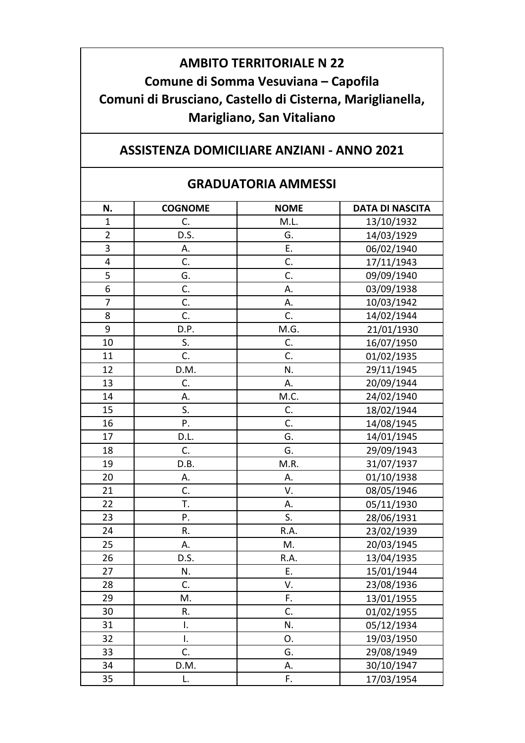# AMBITO TERRITORIALE N 22

## Comune di Somma Vesuviana – Capofila

## Comuni di Brusciano, Castello di Cisterna, Mariglianella, Marigliano, San Vitaliano

## ASSISTENZA DOMICILIARE ANZIANI - ANNO 2021

## GRADUATORIA AMMESSI

| N. | COGNOME | NOME | DATA DI NASCITA |
|---|---|---|---|
| 1 | C. | M.L. | 13/10/1932 |
| 2 | D.S. | G. | 14/03/1929 |
| 3 | A. | E. | 06/02/1940 |
| 4 | C. | C. | 17/11/1943 |
| 5 | G. | C. | 09/09/1940 |
| 6 | C. | A. | 03/09/1938 |
| 7 | C. | A. | 10/03/1942 |
| 8 | C. | C. | 14/02/1944 |
| 9 | D.P. | M.G. | 21/01/1930 |
| 10 | S. | C. | 16/07/1950 |
| 11 | C. | C. | 01/02/1935 |
| 12 | D.M. | N. | 29/11/1945 |
| 13 | C. | A. | 20/09/1944 |
| 14 | A. | M.C. | 24/02/1940 |
| 15 | S. | C. | 18/02/1944 |
| 16 | P. | C. | 14/08/1945 |
| 17 | D.L. | G. | 14/01/1945 |
| 18 | C. | G. | 29/09/1943 |
| 19 | D.B. | M.R. | 31/07/1937 |
| 20 | A. | A. | 01/10/1938 |
| 21 | C. | V. | 08/05/1946 |
| 22 | T. | A. | 05/11/1930 |
| 23 | P. | S. | 28/06/1931 |
| 24 | R. | R.A. | 23/02/1939 |
| 25 | A. | M. | 20/03/1945 |
| 26 | D.S. | R.A. | 13/04/1935 |
| 27 | N. | E. | 15/01/1944 |
| 28 | C. | V. | 23/08/1936 |
| 29 | M. | F. | 13/01/1955 |
| 30 | R. | C. | 01/02/1955 |
| 31 | I. | N. | 05/12/1934 |
| 32 | I. | O. | 19/03/1950 |
| 33 | C. | G. | 29/08/1949 |
| 34 | D.M. | A. | 30/10/1947 |
| 35 | L. | F. | 17/03/1954 |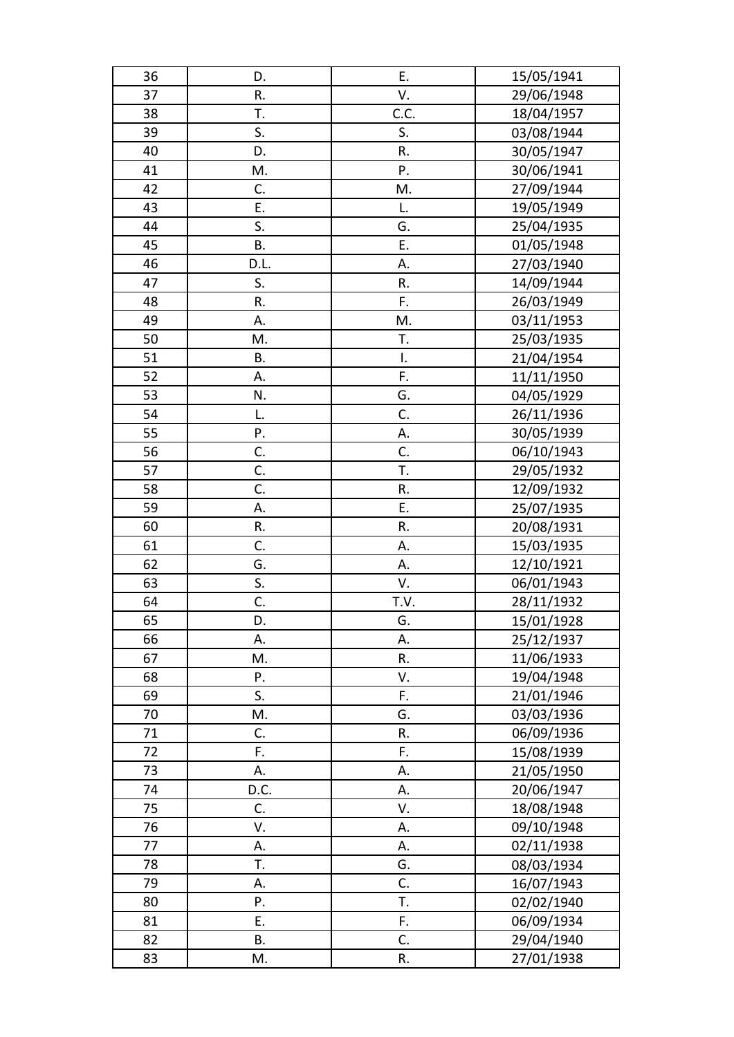| 36 | D. | E. | 15/05/1941 |
|---|---|---|---|
| 37 | R. | V. | 29/06/1948 |
| 38 | T. | C.C. | 18/04/1957 |
| 39 | S. | S. | 03/08/1944 |
| 40 | D. | R. | 30/05/1947 |
| 41 | M. | P. | 30/06/1941 |
| 42 | C. | M. | 27/09/1944 |
| 43 | E. | L. | 19/05/1949 |
| 44 | S. | G. | 25/04/1935 |
| 45 | B. | E. | 01/05/1948 |
| 46 | D.L. | A. | 27/03/1940 |
| 47 | S. | R. | 14/09/1944 |
| 48 | R. | F. | 26/03/1949 |
| 49 | A. | M. | 03/11/1953 |
| 50 | M. | T. | 25/03/1935 |
| 51 | B. | I. | 21/04/1954 |
| 52 | A. | F. | 11/11/1950 |
| 53 | N. | G. | 04/05/1929 |
| 54 | L. | C. | 26/11/1936 |
| 55 | P. | A. | 30/05/1939 |
| 56 | C. | C. | 06/10/1943 |
| 57 | C. | T. | 29/05/1932 |
| 58 | C. | R. | 12/09/1932 |
| 59 | A. | E. | 25/07/1935 |
| 60 | R. | R. | 20/08/1931 |
| 61 | C. | A. | 15/03/1935 |
| 62 | G. | A. | 12/10/1921 |
| 63 | S. | V. | 06/01/1943 |
| 64 | C. | T.V. | 28/11/1932 |
| 65 | D. | G. | 15/01/1928 |
| 66 | A. | A. | 25/12/1937 |
| 67 | M. | R. | 11/06/1933 |
| 68 | P. | V. | 19/04/1948 |
| 69 | S. | F. | 21/01/1946 |
| 70 | M. | G. | 03/03/1936 |
| 71 | C. | R. | 06/09/1936 |
| 72 | F. | F. | 15/08/1939 |
| 73 | A. | A. | 21/05/1950 |
| 74 | D.C. | A. | 20/06/1947 |
| 75 | C. | V. | 18/08/1948 |
| 76 | V. | A. | 09/10/1948 |
| 77 | A. | A. | 02/11/1938 |
| 78 | T. | G. | 08/03/1934 |
| 79 | A. | C. | 16/07/1943 |
| 80 | P. | T. | 02/02/1940 |
| 81 | E. | F. | 06/09/1934 |
| 82 | B. | C. | 29/04/1940 |
| 83 | M. | R. | 27/01/1938 |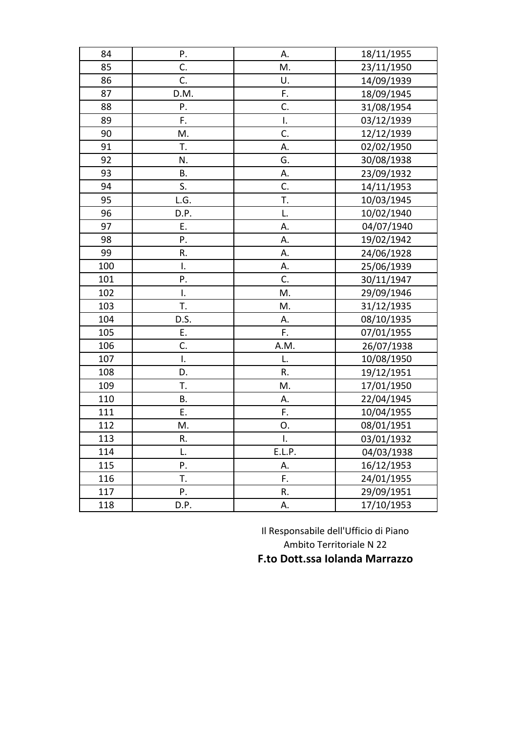| | | | |
|---|---|---|---|
| 84 | P. | A. | 18/11/1955 |
| 85 | C. | M. | 23/11/1950 |
| 86 | C. | U. | 14/09/1939 |
| 87 | D.M. | F. | 18/09/1945 |
| 88 | P. | C. | 31/08/1954 |
| 89 | F. | I. | 03/12/1939 |
| 90 | M. | C. | 12/12/1939 |
| 91 | T. | A. | 02/02/1950 |
| 92 | N. | G. | 30/08/1938 |
| 93 | B. | A. | 23/09/1932 |
| 94 | S. | C. | 14/11/1953 |
| 95 | L.G. | T. | 10/03/1945 |
| 96 | D.P. | L. | 10/02/1940 |
| 97 | E. | A. | 04/07/1940 |
| 98 | P. | A. | 19/02/1942 |
| 99 | R. | A. | 24/06/1928 |
| 100 | I. | A. | 25/06/1939 |
| 101 | P. | C. | 30/11/1947 |
| 102 | I. | M. | 29/09/1946 |
| 103 | T. | M. | 31/12/1935 |
| 104 | D.S. | A. | 08/10/1935 |
| 105 | E. | F. | 07/01/1955 |
| 106 | C. | A.M. | 26/07/1938 |
| 107 | I. | L. | 10/08/1950 |
| 108 | D. | R. | 19/12/1951 |
| 109 | T. | M. | 17/01/1950 |
| 110 | B. | A. | 22/04/1945 |
| 111 | E. | F. | 10/04/1955 |
| 112 | M. | O. | 08/01/1951 |
| 113 | R. | I. | 03/01/1932 |
| 114 | L. | E.L.P. | 04/03/1938 |
| 115 | P. | A. | 16/12/1953 |
| 116 | T. | F. | 24/01/1955 |
| 117 | P. | R. | 29/09/1951 |
| 118 | D.P. | A. | 17/10/1953 |

Il Responsabile dell'Ufficio di Piano
Ambito Territoriale N 22
**F.to Dott.ssa Iolanda Marrazzo**